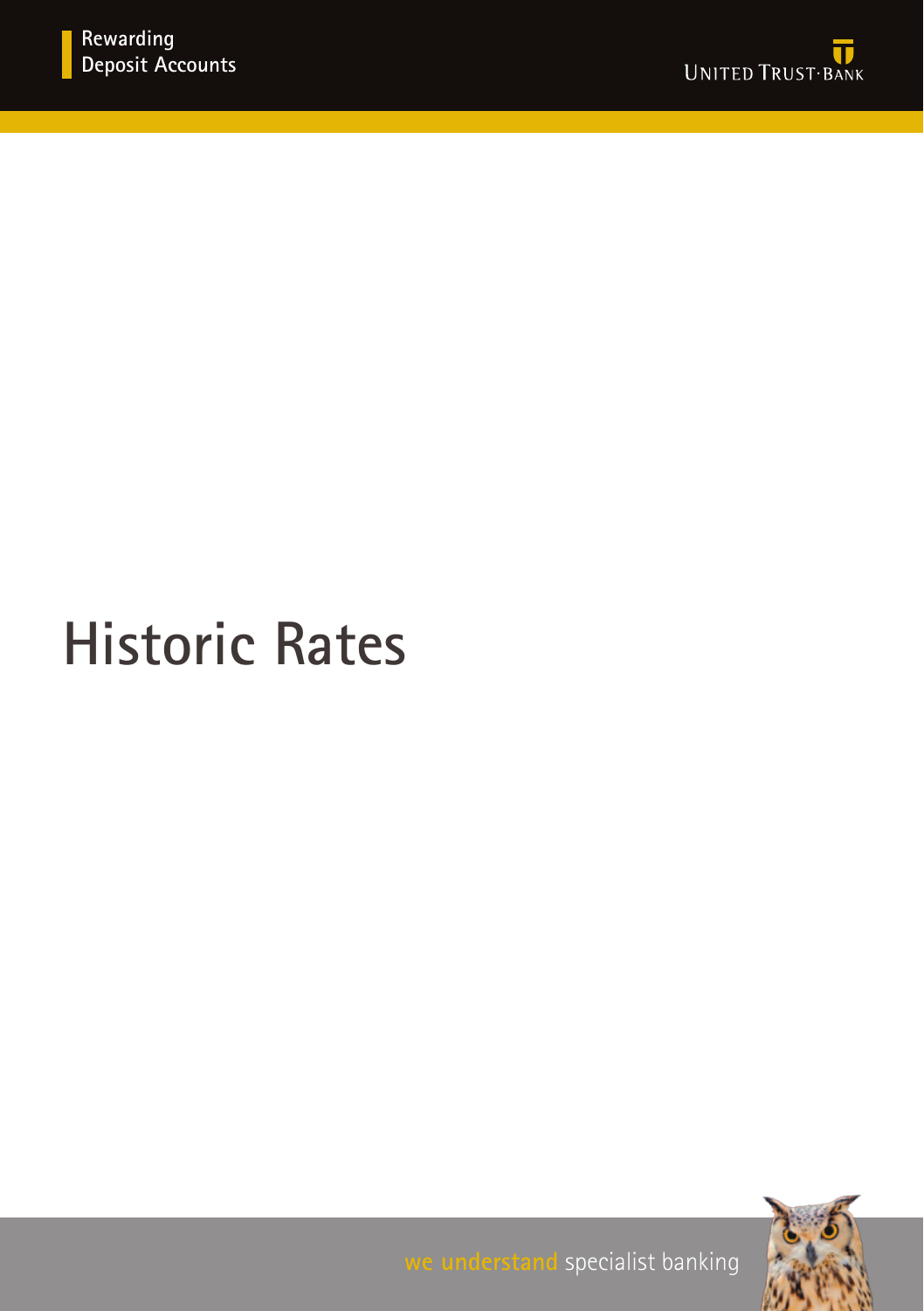Rewarding Deposit Accounts

UNITED TRUST · BANK

# Historic Rates

we understand specialist banking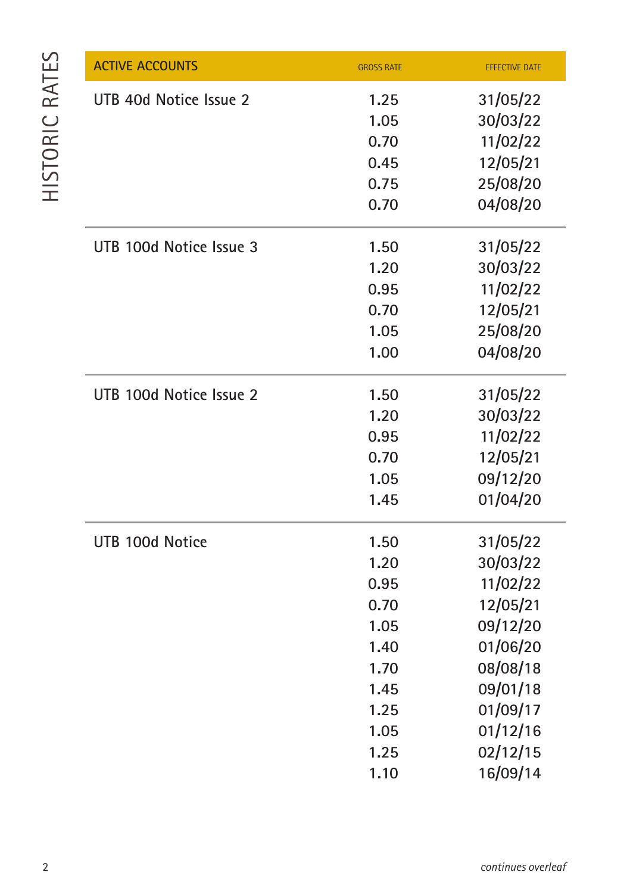# HISTORIC RATES

| ACTIVE ACCOUNTS | GROSS RATE | EFFECTIVE DATE |
|---|---|---|
| UTB 40d Notice Issue 2 | 1.25 | 31/05/22 |
| | 1.05 | 30/03/22 |
| | 0.70 | 11/02/22 |
| | 0.45 | 12/05/21 |
| | 0.75 | 25/08/20 |
| | 0.70 | 04/08/20 |
| UTB 100d Notice Issue 3 | 1.50 | 31/05/22 |
| | 1.20 | 30/03/22 |
| | 0.95 | 11/02/22 |
| | 0.70 | 12/05/21 |
| | 1.05 | 25/08/20 |
| | 1.00 | 04/08/20 |
| UTB 100d Notice Issue 2 | 1.50 | 31/05/22 |
| | 1.20 | 30/03/22 |
| | 0.95 | 11/02/22 |
| | 0.70 | 12/05/21 |
| | 1.05 | 09/12/20 |
| | 1.45 | 01/04/20 |
| UTB 100d Notice | 1.50 | 31/05/22 |
| | 1.20 | 30/03/22 |
| | 0.95 | 11/02/22 |
| | 0.70 | 12/05/21 |
| | 1.05 | 09/12/20 |
| | 1.40 | 01/06/20 |
| | 1.70 | 08/08/18 |
| | 1.45 | 09/01/18 |
| | 1.25 | 01/09/17 |
| | 1.05 | 01/12/16 |
| | 1.25 | 02/12/15 |
| | 1.10 | 16/09/14 |

*continues overleaf*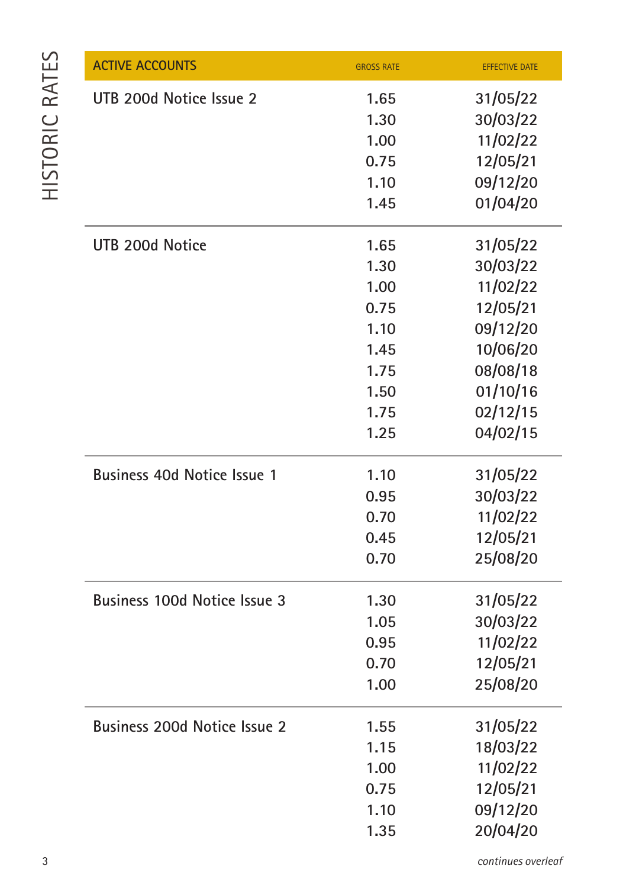# HISTORIC RATES

| ACTIVE ACCOUNTS | GROSS RATE | EFFECTIVE DATE |
|---|---|---|
| UTB 200d Notice Issue 2 | 1.65 | 31/05/22 |
| | 1.30 | 30/03/22 |
| | 1.00 | 11/02/22 |
| | 0.75 | 12/05/21 |
| | 1.10 | 09/12/20 |
| | 1.45 | 01/04/20 |
| UTB 200d Notice | 1.65 | 31/05/22 |
| | 1.30 | 30/03/22 |
| | 1.00 | 11/02/22 |
| | 0.75 | 12/05/21 |
| | 1.10 | 09/12/20 |
| | 1.45 | 10/06/20 |
| | 1.75 | 08/08/18 |
| | 1.50 | 01/10/16 |
| | 1.75 | 02/12/15 |
| | 1.25 | 04/02/15 |
| Business 40d Notice Issue 1 | 1.10 | 31/05/22 |
| | 0.95 | 30/03/22 |
| | 0.70 | 11/02/22 |
| | 0.45 | 12/05/21 |
| | 0.70 | 25/08/20 |
| Business 100d Notice Issue 3 | 1.30 | 31/05/22 |
| | 1.05 | 30/03/22 |
| | 0.95 | 11/02/22 |
| | 0.70 | 12/05/21 |
| | 1.00 | 25/08/20 |
| Business 200d Notice Issue 2 | 1.55 | 31/05/22 |
| | 1.15 | 18/03/22 |
| | 1.00 | 11/02/22 |
| | 0.75 | 12/05/21 |
| | 1.10 | 09/12/20 |
| | 1.35 | 20/04/20 |

*continues overleaf*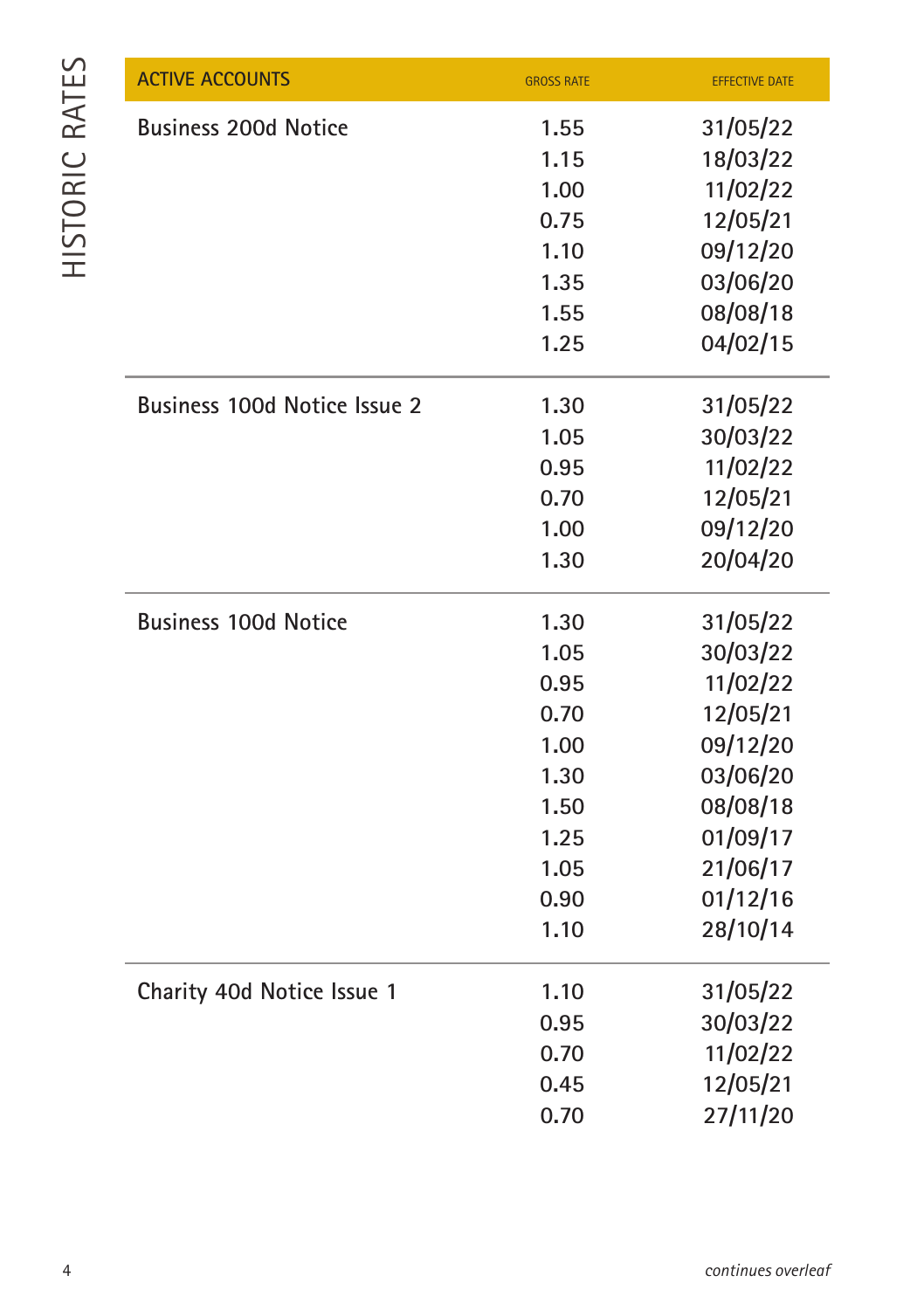# HISTORIC RATES

| ACTIVE ACCOUNTS | GROSS RATE | EFFECTIVE DATE |
|---|---|---|
| Business 200d Notice | 1.55 | 31/05/22 |
| | 1.15 | 18/03/22 |
| | 1.00 | 11/02/22 |
| | 0.75 | 12/05/21 |
| | 1.10 | 09/12/20 |
| | 1.35 | 03/06/20 |
| | 1.55 | 08/08/18 |
| | 1.25 | 04/02/15 |
| Business 100d Notice Issue 2 | 1.30 | 31/05/22 |
| | 1.05 | 30/03/22 |
| | 0.95 | 11/02/22 |
| | 0.70 | 12/05/21 |
| | 1.00 | 09/12/20 |
| | 1.30 | 20/04/20 |
| Business 100d Notice | 1.30 | 31/05/22 |
| | 1.05 | 30/03/22 |
| | 0.95 | 11/02/22 |
| | 0.70 | 12/05/21 |
| | 1.00 | 09/12/20 |
| | 1.30 | 03/06/20 |
| | 1.50 | 08/08/18 |
| | 1.25 | 01/09/17 |
| | 1.05 | 21/06/17 |
| | 0.90 | 01/12/16 |
| | 1.10 | 28/10/14 |
| Charity 40d Notice Issue 1 | 1.10 | 31/05/22 |
| | 0.95 | 30/03/22 |
| | 0.70 | 11/02/22 |
| | 0.45 | 12/05/21 |
| | 0.70 | 27/11/20 |

*continues overleaf*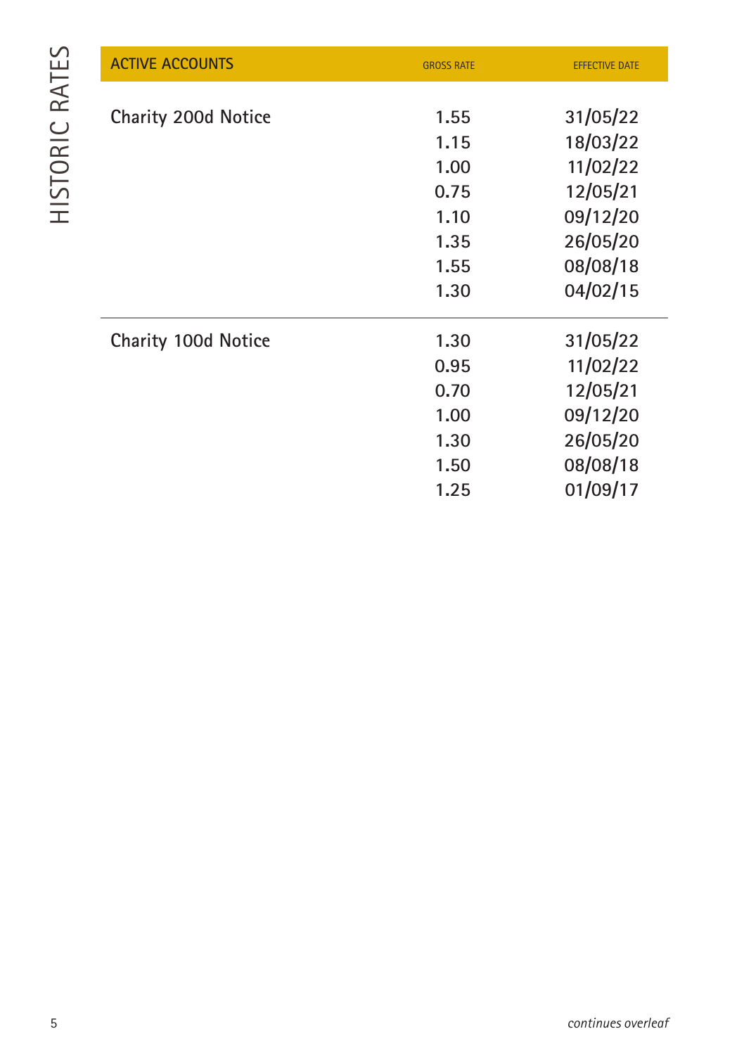| ACTIVE ACCOUNTS | GROSS RATE | EFFECTIVE DATE |
|---|---|---|
| Charity 200d Notice | 1.55 | 31/05/22 |
| | 1.15 | 18/03/22 |
| | 1.00 | 11/02/22 |
| | 0.75 | 12/05/21 |
| | 1.10 | 09/12/20 |
| | 1.35 | 26/05/20 |
| | 1.55 | 08/08/18 |
| | 1.30 | 04/02/15 |
| Charity 100d Notice | 1.30 | 31/05/22 |
| | 0.95 | 11/02/22 |
| | 0.70 | 12/05/21 |
| | 1.00 | 09/12/20 |
| | 1.30 | 26/05/20 |
| | 1.50 | 08/08/18 |
| | 1.25 | 01/09/17 |

*continues overleaf*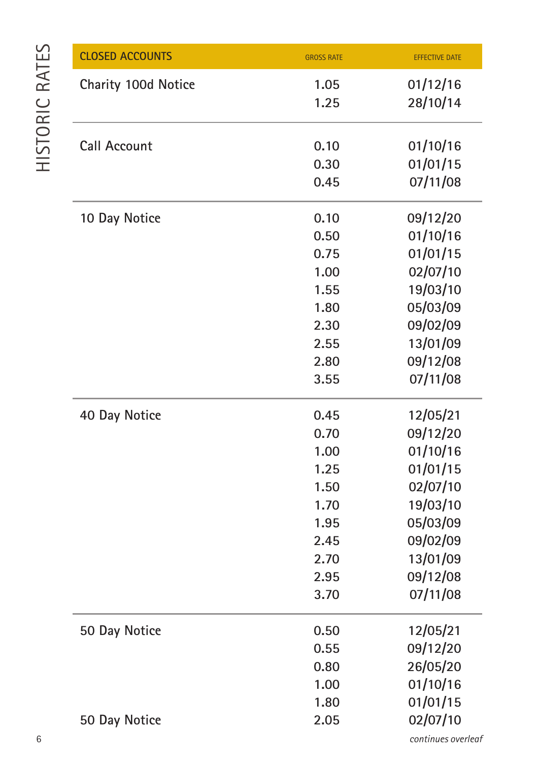# HISTORIC RATES

| CLOSED ACCOUNTS | GROSS RATE | EFFECTIVE DATE |
|---|---|---|
| Charity 100d Notice | 1.05 | 01/12/16 |
| | 1.25 | 28/10/14 |
| Call Account | 0.10 | 01/10/16 |
| | 0.30 | 01/01/15 |
| | 0.45 | 07/11/08 |
| 10 Day Notice | 0.10 | 09/12/20 |
| | 0.50 | 01/10/16 |
| | 0.75 | 01/01/15 |
| | 1.00 | 02/07/10 |
| | 1.55 | 19/03/10 |
| | 1.80 | 05/03/09 |
| | 2.30 | 09/02/09 |
| | 2.55 | 13/01/09 |
| | 2.80 | 09/12/08 |
| | 3.55 | 07/11/08 |
| 40 Day Notice | 0.45 | 12/05/21 |
| | 0.70 | 09/12/20 |
| | 1.00 | 01/10/16 |
| | 1.25 | 01/01/15 |
| | 1.50 | 02/07/10 |
| | 1.70 | 19/03/10 |
| | 1.95 | 05/03/09 |
| | 2.45 | 09/02/09 |
| | 2.70 | 13/01/09 |
| | 2.95 | 09/12/08 |
| | 3.70 | 07/11/08 |
| 50 Day Notice | 0.50 | 12/05/21 |
| | 0.55 | 09/12/20 |
| | 0.80 | 26/05/20 |
| | 1.00 | 01/10/16 |
| | 1.80 | 01/01/15 |
| 50 Day Notice | 2.05 | 02/07/10 |

*continues overleaf*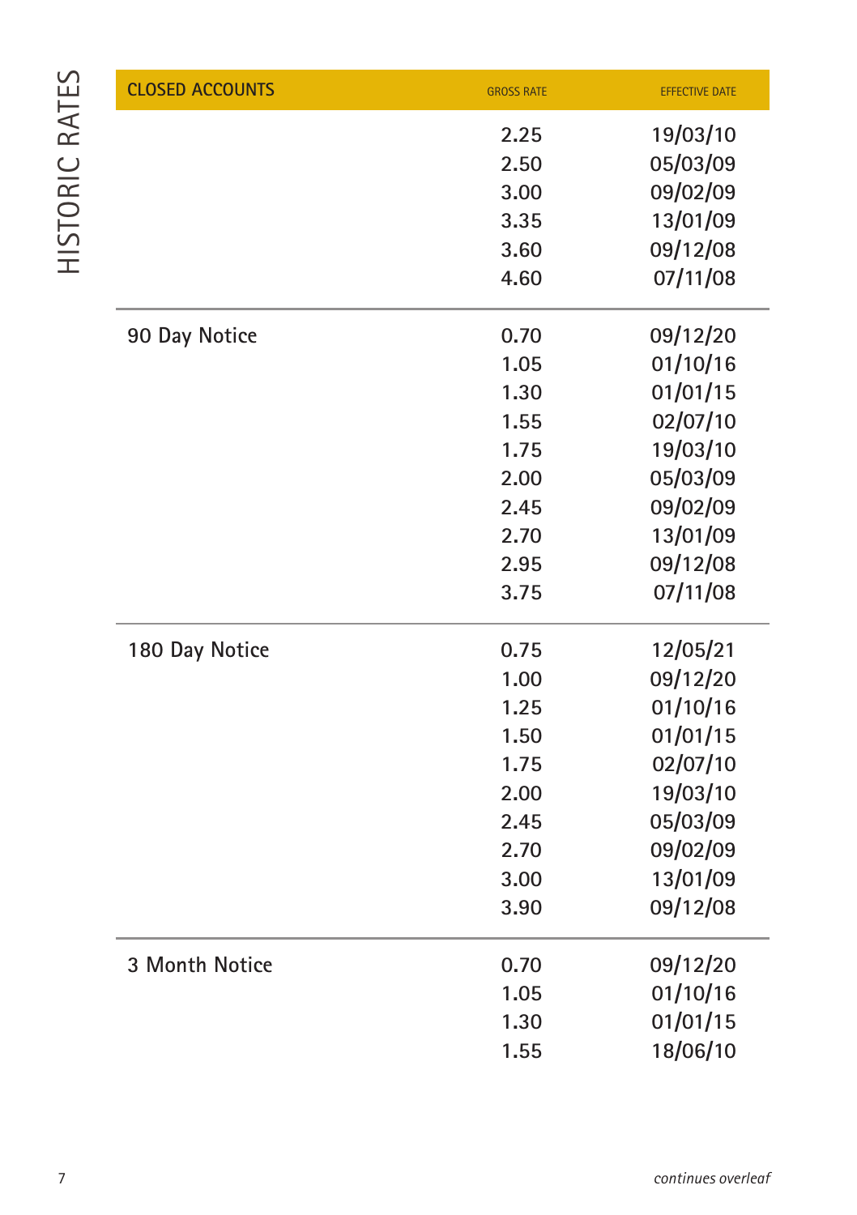# HISTORIC RATES

| CLOSED ACCOUNTS | GROSS RATE | EFFECTIVE DATE |
|---|---|---|
| | 2.25 | 19/03/10 |
| | 2.50 | 05/03/09 |
| | 3.00 | 09/02/09 |
| | 3.35 | 13/01/09 |
| | 3.60 | 09/12/08 |
| | 4.60 | 07/11/08 |
| 90 Day Notice | 0.70 | 09/12/20 |
| | 1.05 | 01/10/16 |
| | 1.30 | 01/01/15 |
| | 1.55 | 02/07/10 |
| | 1.75 | 19/03/10 |
| | 2.00 | 05/03/09 |
| | 2.45 | 09/02/09 |
| | 2.70 | 13/01/09 |
| | 2.95 | 09/12/08 |
| | 3.75 | 07/11/08 |
| 180 Day Notice | 0.75 | 12/05/21 |
| | 1.00 | 09/12/20 |
| | 1.25 | 01/10/16 |
| | 1.50 | 01/01/15 |
| | 1.75 | 02/07/10 |
| | 2.00 | 19/03/10 |
| | 2.45 | 05/03/09 |
| | 2.70 | 09/02/09 |
| | 3.00 | 13/01/09 |
| | 3.90 | 09/12/08 |
| 3 Month Notice | 0.70 | 09/12/20 |
| | 1.05 | 01/10/16 |
| | 1.30 | 01/01/15 |
| | 1.55 | 18/06/10 |

*continues overleaf*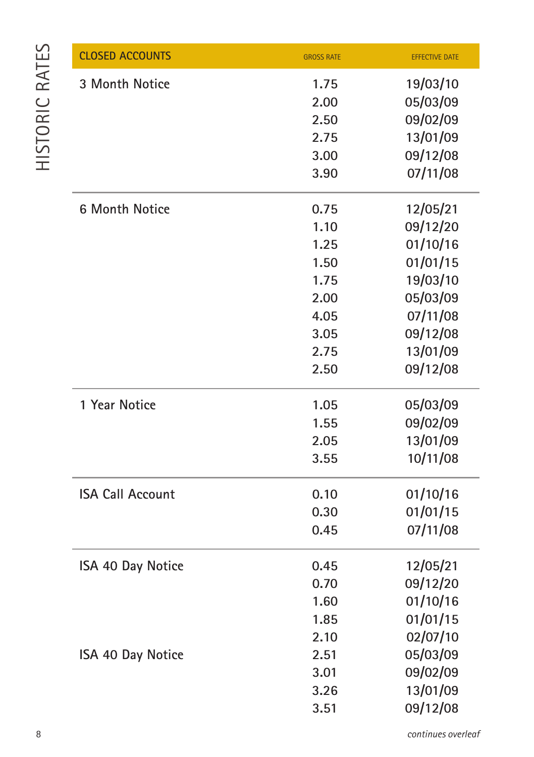# HISTORIC RATES

| CLOSED ACCOUNTS | GROSS RATE | EFFECTIVE DATE |
|---|---|---|
| 3 Month Notice | 1.75 | 19/03/10 |
| | 2.00 | 05/03/09 |
| | 2.50 | 09/02/09 |
| | 2.75 | 13/01/09 |
| | 3.00 | 09/12/08 |
| | 3.90 | 07/11/08 |
| 6 Month Notice | 0.75 | 12/05/21 |
| | 1.10 | 09/12/20 |
| | 1.25 | 01/10/16 |
| | 1.50 | 01/01/15 |
| | 1.75 | 19/03/10 |
| | 2.00 | 05/03/09 |
| | 4.05 | 07/11/08 |
| | 3.05 | 09/12/08 |
| | 2.75 | 13/01/09 |
| | 2.50 | 09/12/08 |
| 1 Year Notice | 1.05 | 05/03/09 |
| | 1.55 | 09/02/09 |
| | 2.05 | 13/01/09 |
| | 3.55 | 10/11/08 |
| ISA Call Account | 0.10 | 01/10/16 |
| | 0.30 | 01/01/15 |
| | 0.45 | 07/11/08 |
| ISA 40 Day Notice | 0.45 | 12/05/21 |
| | 0.70 | 09/12/20 |
| | 1.60 | 01/10/16 |
| | 1.85 | 01/01/15 |
| | 2.10 | 02/07/10 |
| ISA 40 Day Notice | 2.51 | 05/03/09 |
| | 3.01 | 09/02/09 |
| | 3.26 | 13/01/09 |
| | 3.51 | 09/12/08 |

*continues overleaf*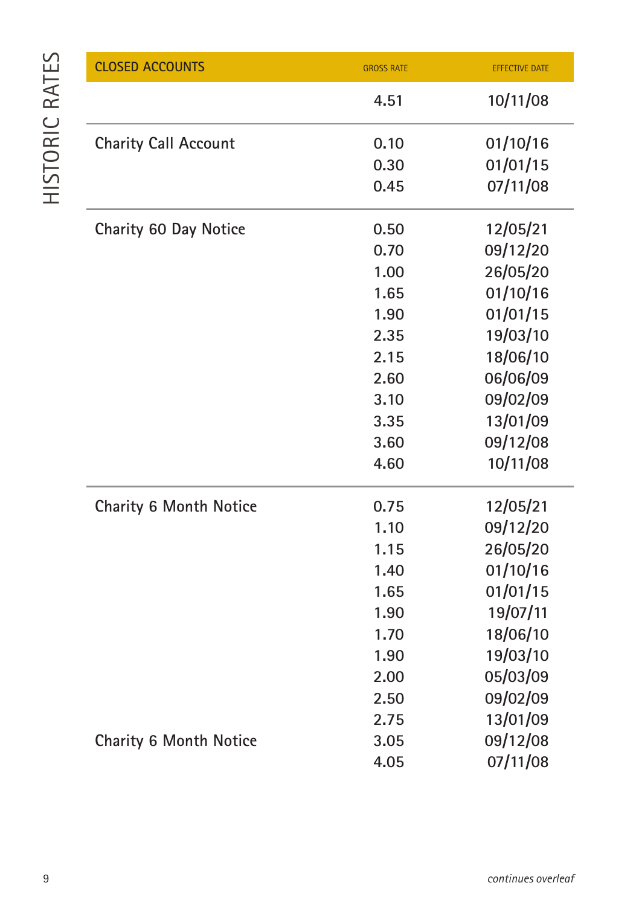| CLOSED ACCOUNTS | GROSS RATE | EFFECTIVE DATE |
|---|---|---|
| | 4.51 | 10/11/08 |
| Charity Call Account | 0.10 | 01/10/16 |
| | 0.30 | 01/01/15 |
| | 0.45 | 07/11/08 |
| Charity 60 Day Notice | 0.50 | 12/05/21 |
| | 0.70 | 09/12/20 |
| | 1.00 | 26/05/20 |
| | 1.65 | 01/10/16 |
| | 1.90 | 01/01/15 |
| | 2.35 | 19/03/10 |
| | 2.15 | 18/06/10 |
| | 2.60 | 06/06/09 |
| | 3.10 | 09/02/09 |
| | 3.35 | 13/01/09 |
| | 3.60 | 09/12/08 |
| | 4.60 | 10/11/08 |
| Charity 6 Month Notice | 0.75 | 12/05/21 |
| | 1.10 | 09/12/20 |
| | 1.15 | 26/05/20 |
| | 1.40 | 01/10/16 |
| | 1.65 | 01/01/15 |
| | 1.90 | 19/07/11 |
| | 1.70 | 18/06/10 |
| | 1.90 | 19/03/10 |
| | 2.00 | 05/03/09 |
| | 2.50 | 09/02/09 |
| | 2.75 | 13/01/09 |
| Charity 6 Month Notice | 3.05 | 09/12/08 |
| | 4.05 | 07/11/08 |

*continues overleaf*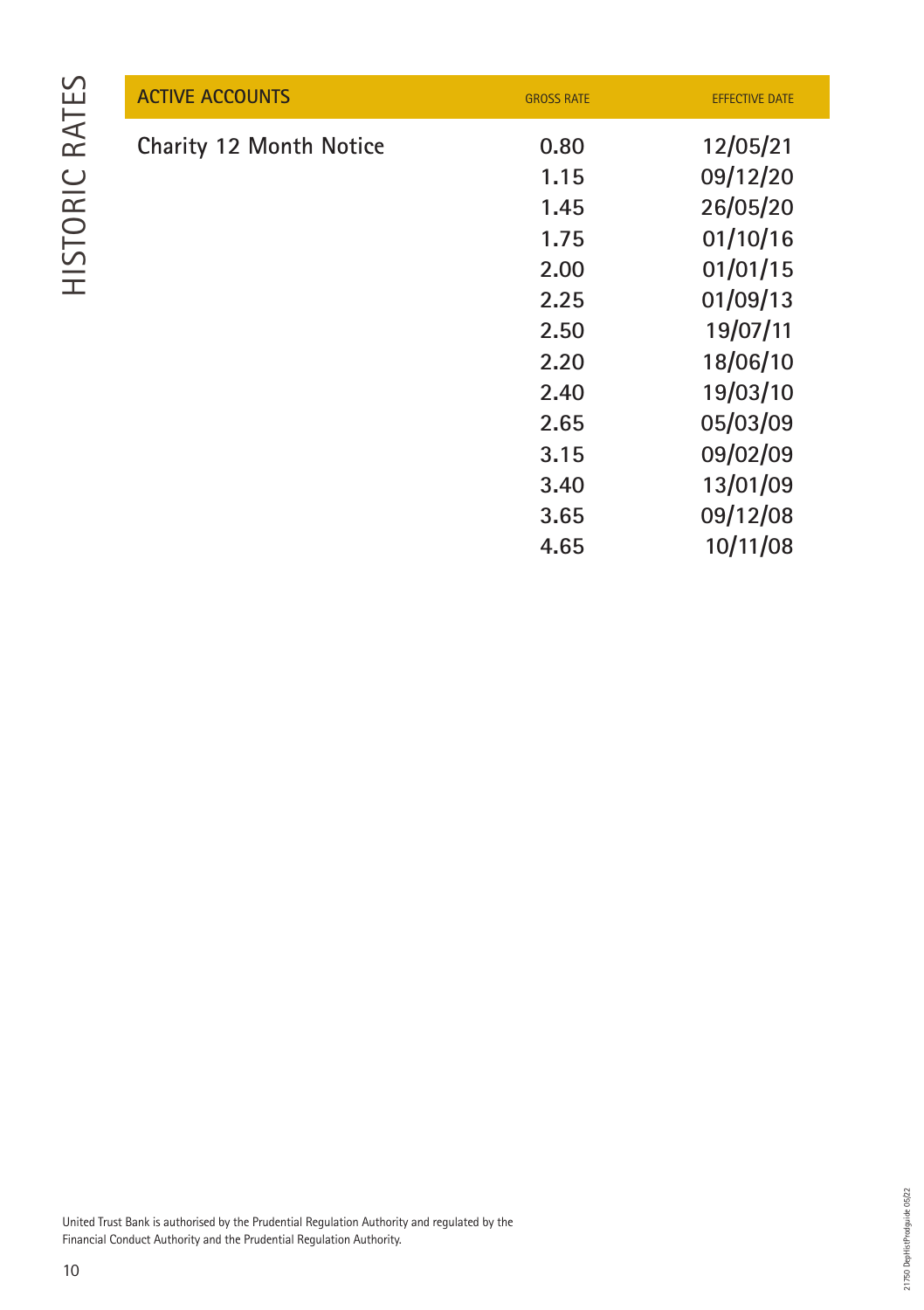# HISTORIC RATES

| ACTIVE ACCOUNTS | GROSS RATE | EFFECTIVE DATE |
|---|---|---|
| Charity 12 Month Notice | 0.80 | 12/05/21 |
| | 1.15 | 09/12/20 |
| | 1.45 | 26/05/20 |
| | 1.75 | 01/10/16 |
| | 2.00 | 01/01/15 |
| | 2.25 | 01/09/13 |
| | 2.50 | 19/07/11 |
| | 2.20 | 18/06/10 |
| | 2.40 | 19/03/10 |
| | 2.65 | 05/03/09 |
| | 3.15 | 09/02/09 |
| | 3.40 | 13/01/09 |
| | 3.65 | 09/12/08 |
| | 4.65 | 10/11/08 |

United Trust Bank is authorised by the Prudential Regulation Authority and regulated by the Financial Conduct Authority and the Prudential Regulation Authority.

21750 DepHistProdguide 05/22